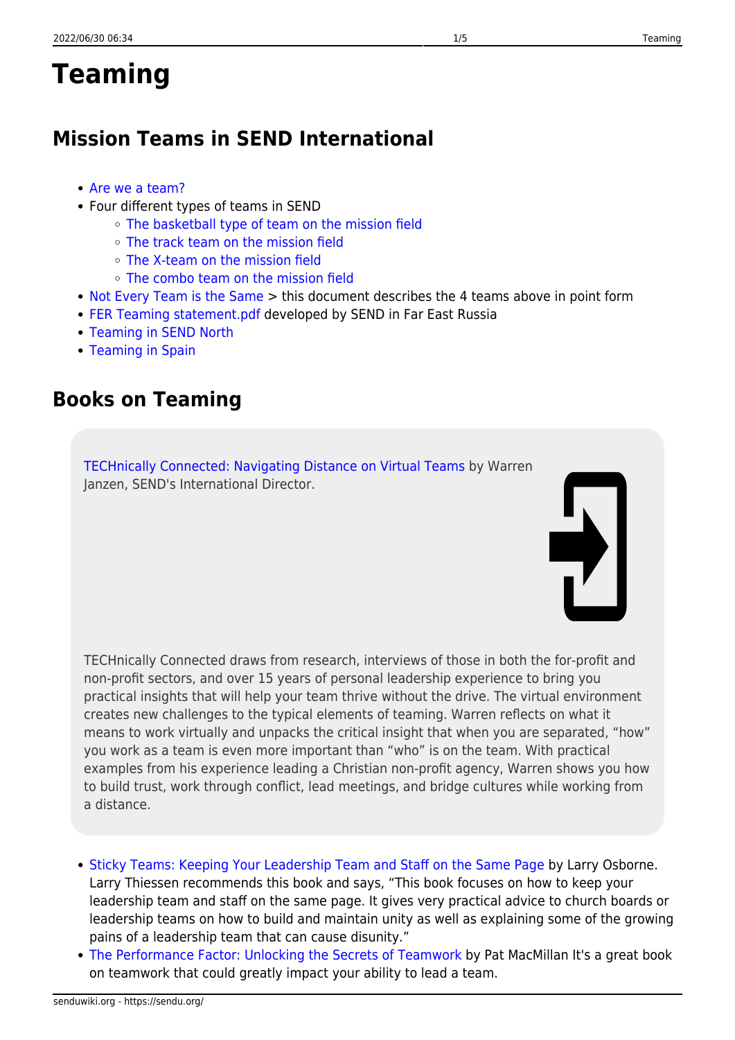# Teaming

## Mission Teams in SEND International

- Are we a team?
- Four different types of teams in SEND
  - The basketball type of team on the mission field
  - The track team on the mission field
  - The X-team on the mission field
  - The combo team on the mission field
- Not Every Team is the Same > this document describes the 4 teams above in point form
- FER Teaming statement.pdf developed by SEND in Far East Russia
- Teaming in SEND North
- Teaming in Spain

## Books on Teaming

TECHnically Connected: Navigating Distance on Virtual Teams by Warren Janzen, SEND's International Director.

TECHnically Connected draws from research, interviews of those in both the for-profit and non-profit sectors, and over 15 years of personal leadership experience to bring you practical insights that will help your team thrive without the drive. The virtual environment creates new challenges to the typical elements of teaming. Warren reflects on what it means to work virtually and unpacks the critical insight that when you are separated, "how" you work as a team is even more important than "who" is on the team. With practical examples from his experience leading a Christian non-profit agency, Warren shows you how to build trust, work through conflict, lead meetings, and bridge cultures while working from a distance.

- Sticky Teams: Keeping Your Leadership Team and Staff on the Same Page by Larry Osborne. Larry Thiessen recommends this book and says, "This book focuses on how to keep your leadership team and staff on the same page. It gives very practical advice to church boards or leadership teams on how to build and maintain unity as well as explaining some of the growing pains of a leadership team that can cause disunity."
- The Performance Factor: Unlocking the Secrets of Teamwork by Pat MacMillan It's a great book on teamwork that could greatly impact your ability to lead a team.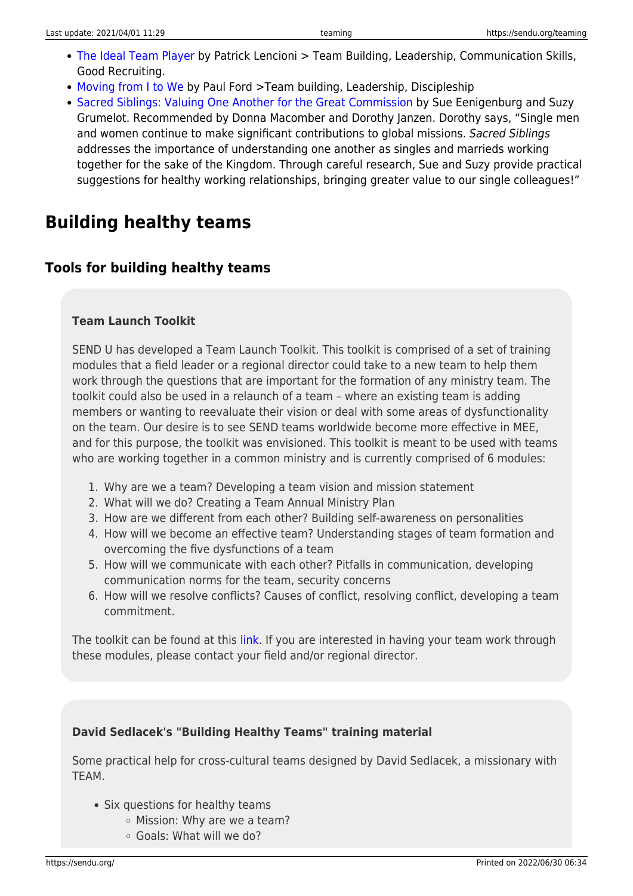- The Ideal Team Player by Patrick Lencioni > Team Building, Leadership, Communication Skills, Good Recruiting.
- Moving from I to We by Paul Ford >Team building, Leadership, Discipleship
- Sacred Siblings: Valuing One Another for the Great Commission by Sue Eenigenburg and Suzy Grumelot. Recommended by Donna Macomber and Dorothy Janzen. Dorothy says, "Single men and women continue to make significant contributions to global missions. *Sacred Siblings* addresses the importance of understanding one another as singles and marrieds working together for the sake of the Kingdom. Through careful research, Sue and Suzy provide practical suggestions for healthy working relationships, bringing greater value to our single colleagues!"

# Building healthy teams

## Tools for building healthy teams

**Team Launch Toolkit**

SEND U has developed a Team Launch Toolkit. This toolkit is comprised of a set of training modules that a field leader or a regional director could take to a new team to help them work through the questions that are important for the formation of any ministry team. The toolkit could also be used in a relaunch of a team – where an existing team is adding members or wanting to reevaluate their vision or deal with some areas of dysfunctionality on the team. Our desire is to see SEND teams worldwide become more effective in MEE, and for this purpose, the toolkit was envisioned. This toolkit is meant to be used with teams who are working together in a common ministry and is currently comprised of 6 modules:

1. Why are we a team? Developing a team vision and mission statement
2. What will we do? Creating a Team Annual Ministry Plan
3. How are we different from each other? Building self-awareness on personalities
4. How will we become an effective team? Understanding stages of team formation and overcoming the five dysfunctions of a team
5. How will we communicate with each other? Pitfalls in communication, developing communication norms for the team, security concerns
6. How will we resolve conflicts? Causes of conflict, resolving conflict, developing a team commitment.

The toolkit can be found at this link. If you are interested in having your team work through these modules, please contact your field and/or regional director.

**David Sedlacek's "Building Healthy Teams" training material**

Some practical help for cross-cultural teams designed by David Sedlacek, a missionary with TEAM.

- Six questions for healthy teams
  - Mission: Why are we a team?
  - Goals: What will we do?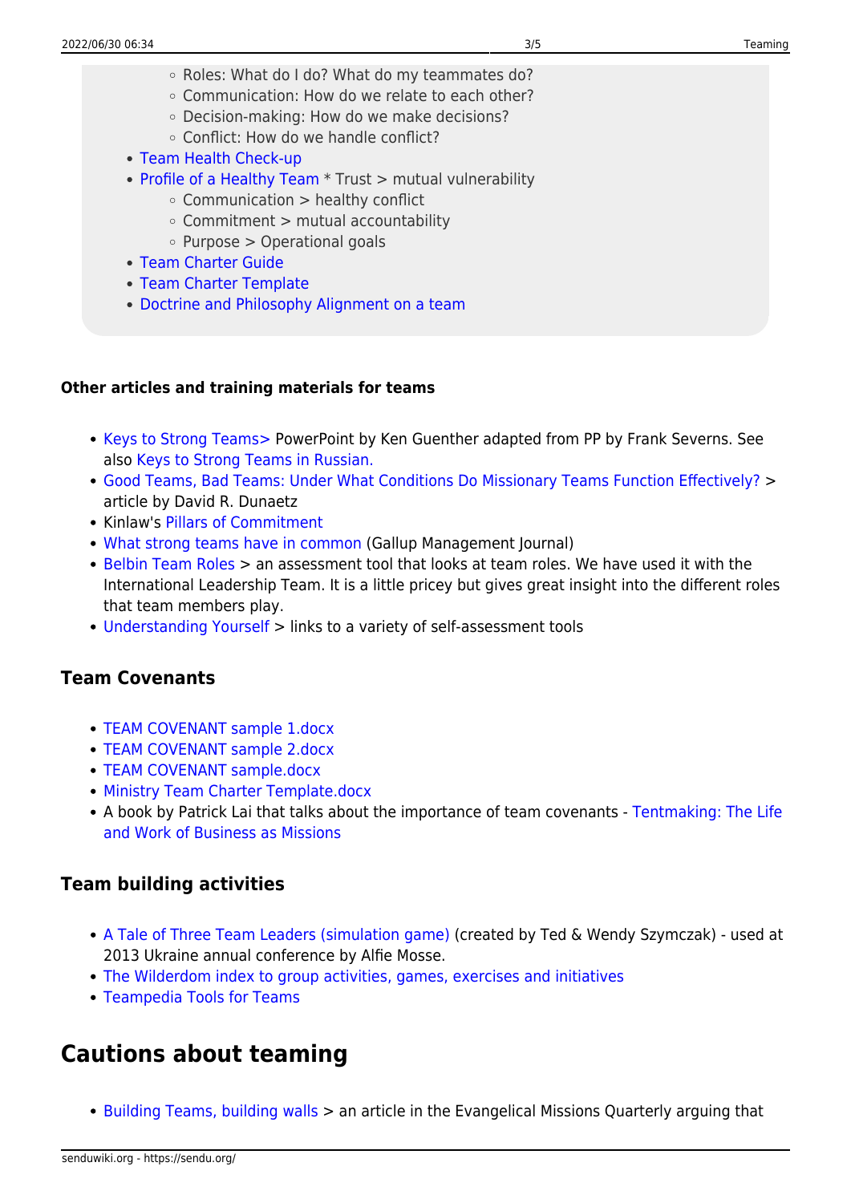- Roles: What do I do? What do my teammates do?
    - Communication: How do we relate to each other?
    - Decision-making: How do we make decisions?
    - Conflict: How do we handle conflict?
- Team Health Check-up
- Profile of a Healthy Team * Trust > mutual vulnerability
    - Communication > healthy conflict
    - Commitment > mutual accountability
    - Purpose > Operational goals
- Team Charter Guide
- Team Charter Template
- Doctrine and Philosophy Alignment on a team

#### Other articles and training materials for teams

- Keys to Strong Teams> PowerPoint by Ken Guenther adapted from PP by Frank Severns. See also Keys to Strong Teams in Russian.
- Good Teams, Bad Teams: Under What Conditions Do Missionary Teams Function Effectively? > article by David R. Dunaetz
- Kinlaw's Pillars of Commitment
- What strong teams have in common (Gallup Management Journal)
- Belbin Team Roles > an assessment tool that looks at team roles. We have used it with the International Leadership Team. It is a little pricey but gives great insight into the different roles that team members play.
- Understanding Yourself > links to a variety of self-assessment tools

### Team Covenants

- TEAM COVENANT sample 1.docx
- TEAM COVENANT sample 2.docx
- TEAM COVENANT sample.docx
- Ministry Team Charter Template.docx
- A book by Patrick Lai that talks about the importance of team covenants - Tentmaking: The Life and Work of Business as Missions

### Team building activities

- A Tale of Three Team Leaders (simulation game) (created by Ted & Wendy Szymczak) - used at 2013 Ukraine annual conference by Alfie Mosse.
- The Wilderdom index to group activities, games, exercises and initiatives
- Teampedia Tools for Teams

## Cautions about teaming

- Building Teams, building walls > an article in the Evangelical Missions Quarterly arguing that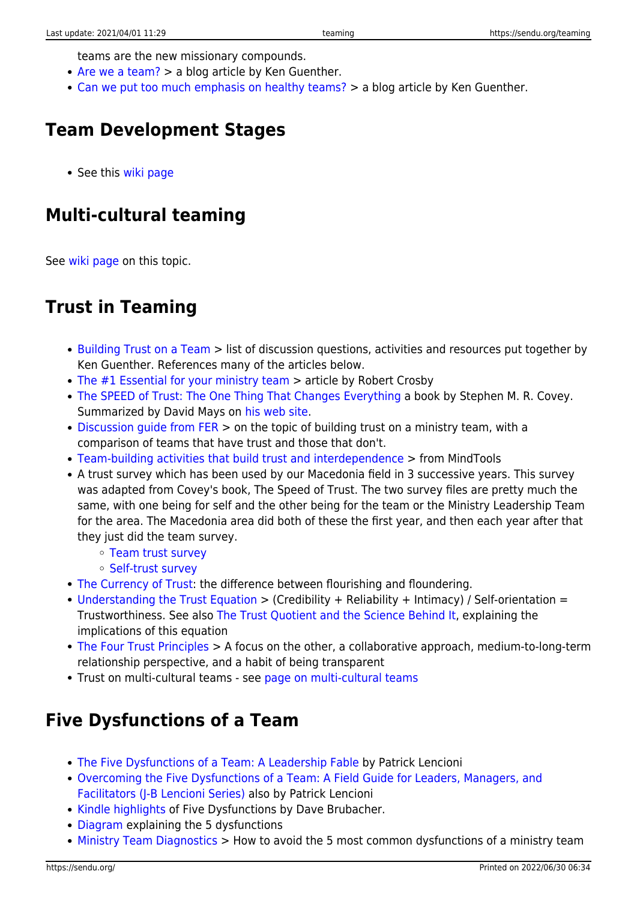teams are the new missionary compounds.

- Are we a team? > a blog article by Ken Guenther.
- Can we put too much emphasis on healthy teams? > a blog article by Ken Guenther.

## Team Development Stages

- See this wiki page

## Multi-cultural teaming

See wiki page on this topic.

## Trust in Teaming

- Building Trust on a Team > list of discussion questions, activities and resources put together by Ken Guenther. References many of the articles below.
- The #1 Essential for your ministry team > article by Robert Crosby
- The SPEED of Trust: The One Thing That Changes Everything a book by Stephen M. R. Covey. Summarized by David Mays on his web site.
- Discussion guide from FER > on the topic of building trust on a ministry team, with a comparison of teams that have trust and those that don't.
- Team-building activities that build trust and interdependence > from MindTools
- A trust survey which has been used by our Macedonia field in 3 successive years. This survey was adapted from Covey's book, The Speed of Trust. The two survey files are pretty much the same, with one being for self and the other being for the team or the Ministry Leadership Team for the area. The Macedonia area did both of these the first year, and then each year after that they just did the team survey.
  - Team trust survey
  - Self-trust survey
- The Currency of Trust: the difference between flourishing and floundering.
- Understanding the Trust Equation > (Credibility + Reliability + Intimacy) / Self-orientation = Trustworthiness. See also The Trust Quotient and the Science Behind It, explaining the implications of this equation
- The Four Trust Principles > A focus on the other, a collaborative approach, medium-to-long-term relationship perspective, and a habit of being transparent
- Trust on multi-cultural teams - see page on multi-cultural teams

## Five Dysfunctions of a Team

- The Five Dysfunctions of a Team: A Leadership Fable by Patrick Lencioni
- Overcoming the Five Dysfunctions of a Team: A Field Guide for Leaders, Managers, and Facilitators (J-B Lencioni Series) also by Patrick Lencioni
- Kindle highlights of Five Dysfunctions by Dave Brubacher.
- Diagram explaining the 5 dysfunctions
- Ministry Team Diagnostics > How to avoid the 5 most common dysfunctions of a ministry team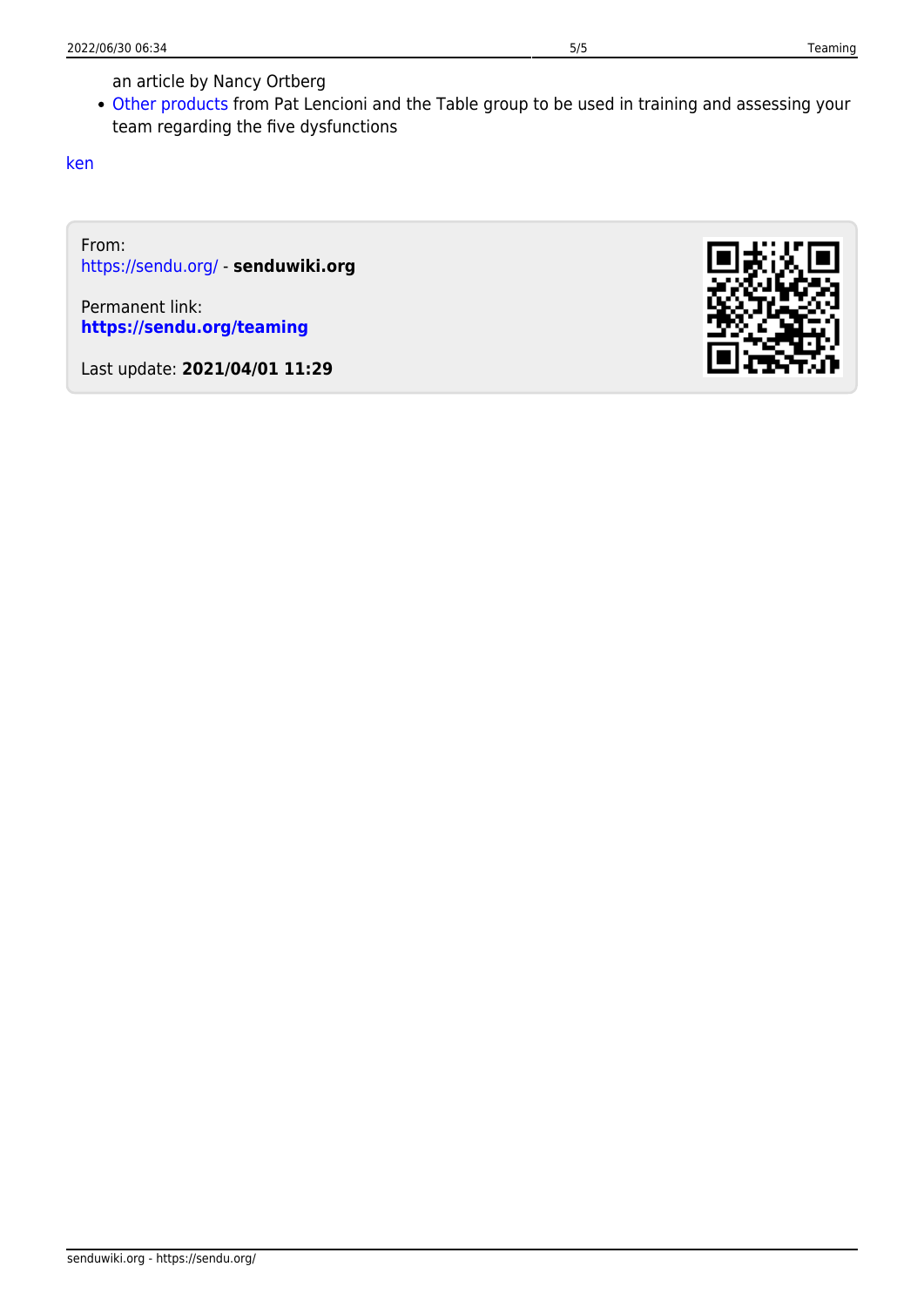an article by Nancy Ortberg

- Other products from Pat Lencioni and the Table group to be used in training and assessing your team regarding the five dysfunctions

ken

From:
https://sendu.org/ - **senduwiki.org**

Permanent link:
**https://sendu.org/teaming**

Last update: **2021/04/01 11:29**